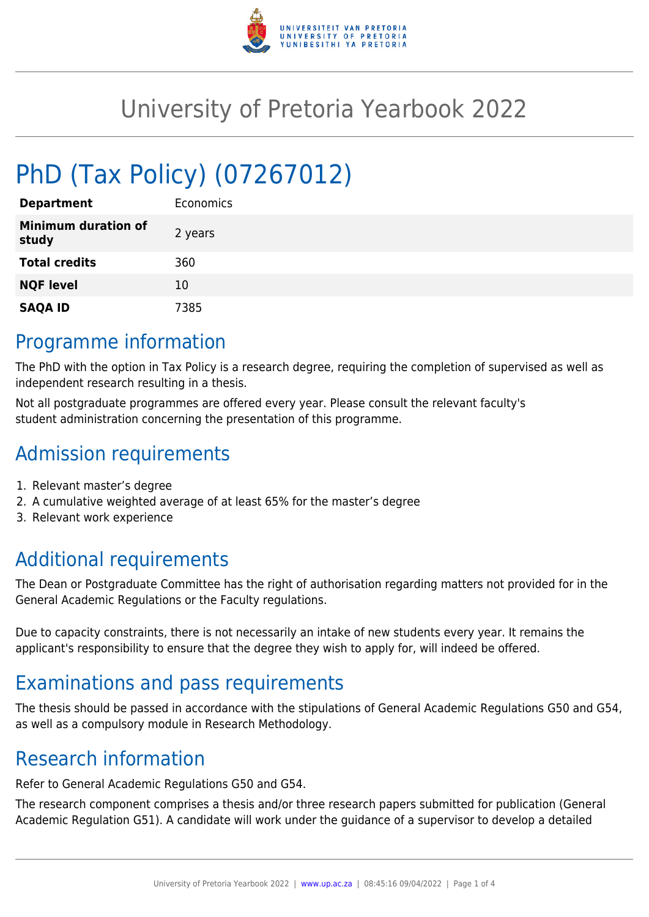# University of Pretoria Yearbook 2022

## PhD (Tax Policy) (07267012)

| | |
|---|---|
| **Department** | Economics |
| **Minimum duration of study** | 2 years |
| **Total credits** | 360 |
| **NQF level** | 10 |
| **SAQA ID** | 7385 |

## Programme information

The PhD with the option in Tax Policy is a research degree, requiring the completion of supervised as well as independent research resulting in a thesis.

Not all postgraduate programmes are offered every year. Please consult the relevant faculty's student administration concerning the presentation of this programme.

## Admission requirements

1. Relevant master's degree
2. A cumulative weighted average of at least 65% for the master's degree
3. Relevant work experience

## Additional requirements

The Dean or Postgraduate Committee has the right of authorisation regarding matters not provided for in the General Academic Regulations or the Faculty regulations.

Due to capacity constraints, there is not necessarily an intake of new students every year. It remains the applicant's responsibility to ensure that the degree they wish to apply for, will indeed be offered.

## Examinations and pass requirements

The thesis should be passed in accordance with the stipulations of General Academic Regulations G50 and G54, as well as a compulsory module in Research Methodology.

## Research information

Refer to General Academic Regulations G50 and G54.

The research component comprises a thesis and/or three research papers submitted for publication (General Academic Regulation G51). A candidate will work under the guidance of a supervisor to develop a detailed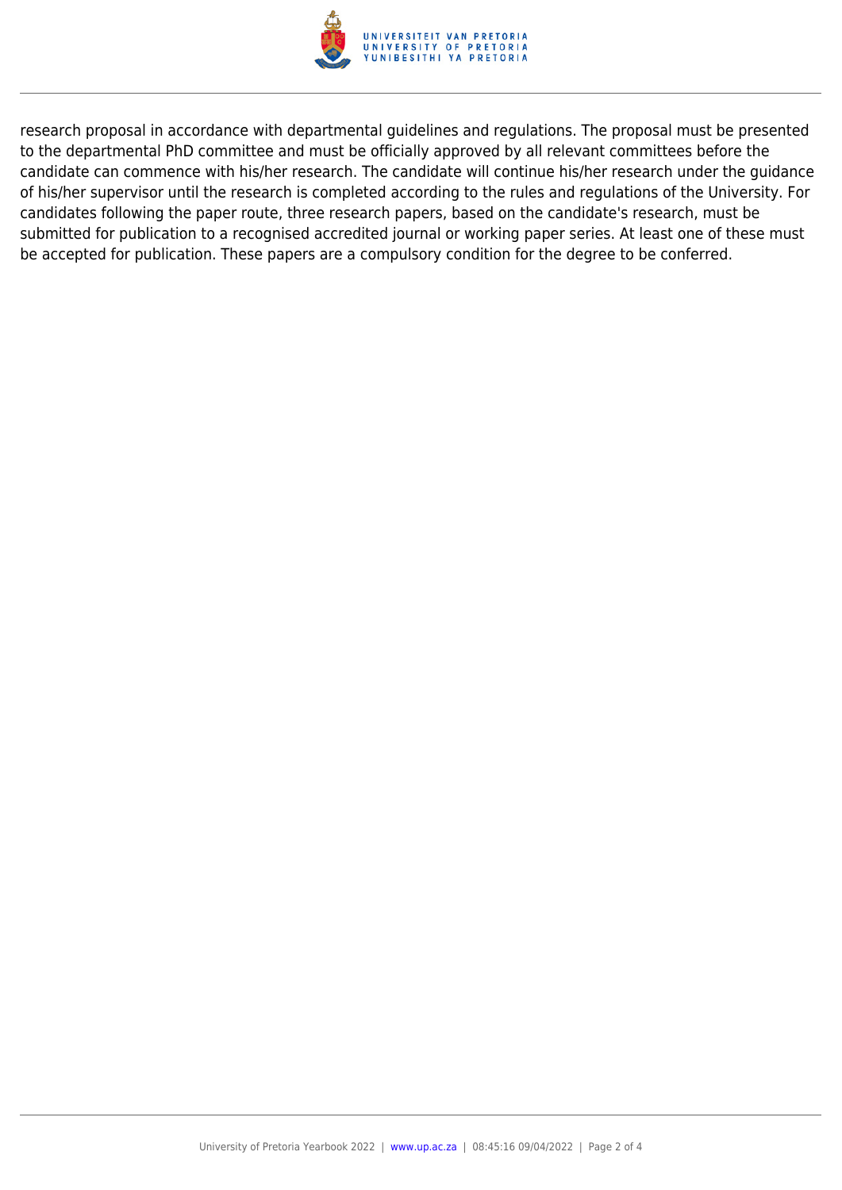research proposal in accordance with departmental guidelines and regulations. The proposal must be presented to the departmental PhD committee and must be officially approved by all relevant committees before the candidate can commence with his/her research. The candidate will continue his/her research under the guidance of his/her supervisor until the research is completed according to the rules and regulations of the University. For candidates following the paper route, three research papers, based on the candidate's research, must be submitted for publication to a recognised accredited journal or working paper series. At least one of these must be accepted for publication. These papers are a compulsory condition for the degree to be conferred.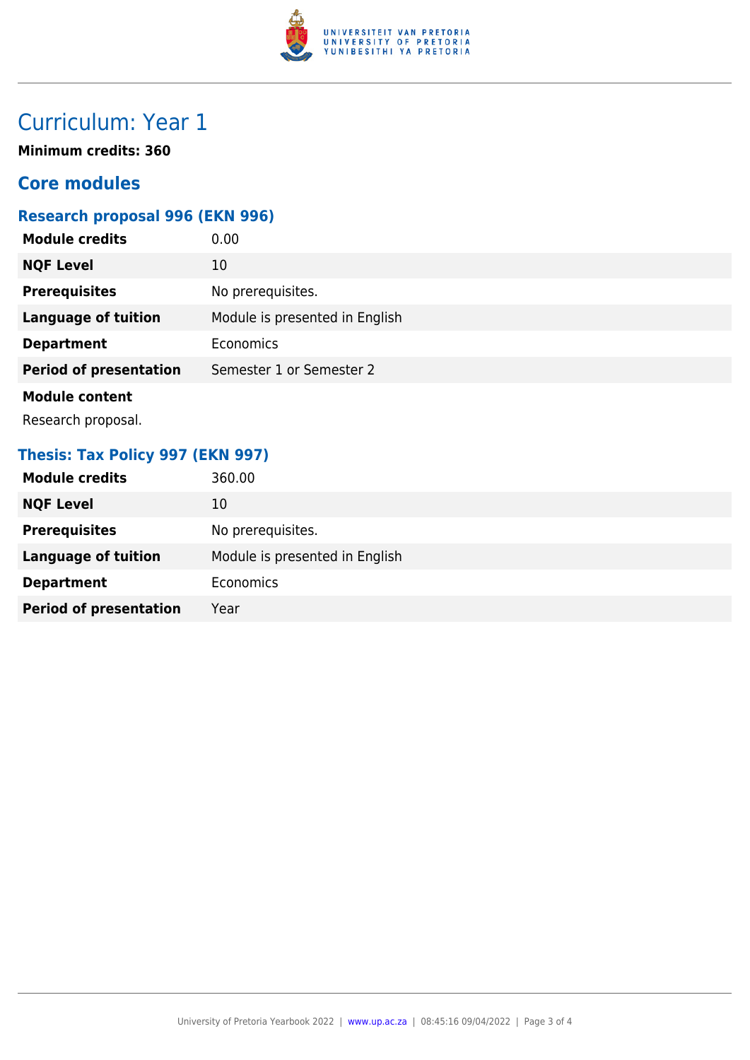# Curriculum: Year 1

**Minimum credits: 360**

## Core modules

### Research proposal 996 (EKN 996)

| | |
|---|---|
| **Module credits** | 0.00 |
| **NQF Level** | 10 |
| **Prerequisites** | No prerequisites. |
| **Language of tuition** | Module is presented in English |
| **Department** | Economics |
| **Period of presentation** | Semester 1 or Semester 2 |

**Module content**

Research proposal.

### Thesis: Tax Policy 997 (EKN 997)

| | |
|---|---|
| **Module credits** | 360.00 |
| **NQF Level** | 10 |
| **Prerequisites** | No prerequisites. |
| **Language of tuition** | Module is presented in English |
| **Department** | Economics |
| **Period of presentation** | Year |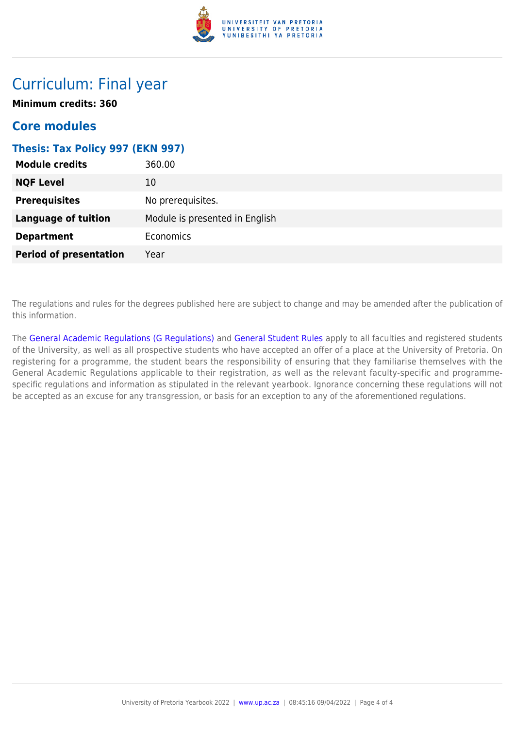# Curriculum: Final year

**Minimum credits: 360**

## Core modules

### Thesis: Tax Policy 997 (EKN 997)

| | |
|---|---|
| **Module credits** | 360.00 |
| **NQF Level** | 10 |
| **Prerequisites** | No prerequisites. |
| **Language of tuition** | Module is presented in English |
| **Department** | Economics |
| **Period of presentation** | Year |

The regulations and rules for the degrees published here are subject to change and may be amended after the publication of this information.

The General Academic Regulations (G Regulations) and General Student Rules apply to all faculties and registered students of the University, as well as all prospective students who have accepted an offer of a place at the University of Pretoria. On registering for a programme, the student bears the responsibility of ensuring that they familiarise themselves with the General Academic Regulations applicable to their registration, as well as the relevant faculty-specific and programme-specific regulations and information as stipulated in the relevant yearbook. Ignorance concerning these regulations will not be accepted as an excuse for any transgression, or basis for an exception to any of the aforementioned regulations.